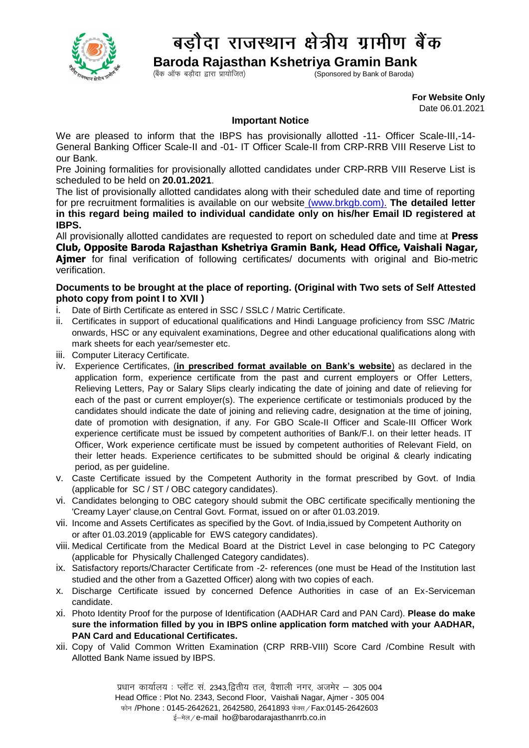# बड़ौदा राजस्थान क्षेत्रीय ग्रामीण बैंक

## Baroda Rajasthan Kshetriya Gramin Bank

(बैंक ऑफ बड़ौदा द्वारा प्रायोजित) (Sponsored by Bank of Baroda)

**For Website Only**
Date 06.01.2021

### Important Notice

We are pleased to inform that the IBPS has provisionally allotted -11- Officer Scale-III,-14- General Banking Officer Scale-II and -01- IT Officer Scale-II from CRP-RRB VIII Reserve List to our Bank.

Pre Joining formalities for provisionally allotted candidates under CRP-RRB VIII Reserve List is scheduled to be held on **20.01.2021**.

The list of provisionally allotted candidates along with their scheduled date and time of reporting for pre recruitment formalities is available on our website (www.brkgb.com). **The detailed letter in this regard being mailed to individual candidate only on his/her Email ID registered at IBPS.**

All provisionally allotted candidates are requested to report on scheduled date and time at **Press Club, Opposite Baroda Rajasthan Kshetriya Gramin Bank, Head Office, Vaishali Nagar, Ajmer** for final verification of following certificates/ documents with original and Bio-metric verification.

**Documents to be brought at the place of reporting. (Original with Two sets of Self Attested photo copy from point I to XVII )**

i. Date of Birth Certificate as entered in SSC / SSLC / Matric Certificate.
ii. Certificates in support of educational qualifications and Hindi Language proficiency from SSC /Matric onwards, HSC or any equivalent examinations, Degree and other educational qualifications along with mark sheets for each year/semester etc.
iii. Computer Literacy Certificate.
iv. Experience Certificates, (**in prescribed format available on Bank's website**) as declared in the application form, experience certificate from the past and current employers or Offer Letters, Relieving Letters, Pay or Salary Slips clearly indicating the date of joining and date of relieving for each of the past or current employer(s). The experience certificate or testimonials produced by the candidates should indicate the date of joining and relieving cadre, designation at the time of joining, date of promotion with designation, if any. For GBO Scale-II Officer and Scale-III Officer Work experience certificate must be issued by competent authorities of Bank/F.I. on their letter heads. IT Officer, Work experience certificate must be issued by competent authorities of Relevant Field, on their letter heads. Experience certificates to be submitted should be original & clearly indicating period, as per guideline.
v. Caste Certificate issued by the Competent Authority in the format prescribed by Govt. of India (applicable for SC / ST / OBC category candidates).
vi. Candidates belonging to OBC category should submit the OBC certificate specifically mentioning the 'Creamy Layer' clause,on Central Govt. Format, issued on or after 01.03.2019.
vii. Income and Assets Certificates as specified by the Govt. of India,issued by Competent Authority on or after 01.03.2019 (applicable for EWS category candidates).
viii. Medical Certificate from the Medical Board at the District Level in case belonging to PC Category (applicable for Physically Challenged Category candidates).
ix. Satisfactory reports/Character Certificate from -2- references (one must be Head of the Institution last studied and the other from a Gazetted Officer) along with two copies of each.
x. Discharge Certificate issued by concerned Defence Authorities in case of an Ex-Serviceman candidate.
xi. Photo Identity Proof for the purpose of Identification (AADHAR Card and PAN Card). **Please do make sure the information filled by you in IBPS online application form matched with your AADHAR, PAN Card and Educational Certificates.**
xii. Copy of Valid Common Written Examination (CRP RRB-VIII) Score Card /Combine Result with Allotted Bank Name issued by IBPS.

प्रधान कार्यालय : प्लॉट सं. 2343,द्वितीय तल, वैशाली नगर, अजमेर – 305 004
Head Office : Plot No. 2343, Second Floor, Vaishali Nagar, Ajmer - 305 004
फोन /Phone : 0145-2642621, 2642580, 2641893 फेक्स / Fax:0145-2642603
ई–मेल / e-mail ho@barodarajasthanrrb.co.in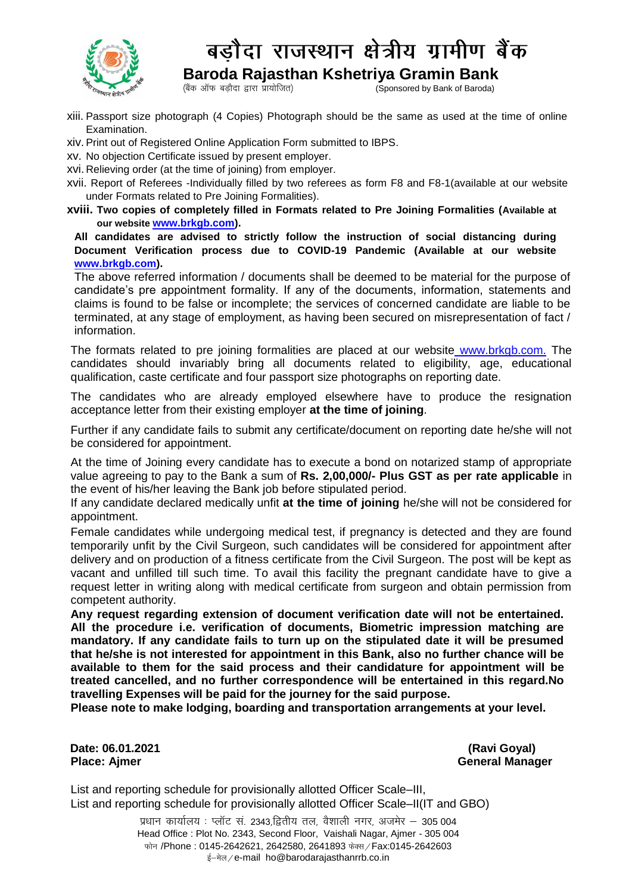xiii. Passport size photograph (4 Copies) Photograph should be the same as used at the time of online Examination.

xiv. Print out of Registered Online Application Form submitted to IBPS.

xv. No objection Certificate issued by present employer.

xvi. Relieving order (at the time of joining) from employer.

xvii. Report of Referees -Individually filled by two referees as form F8 and F8-1(available at our website under Formats related to Pre Joining Formalities).

**xviii. Two copies of completely filled in Formats related to Pre Joining Formalities (Available at our website www.brkgb.com).**

**All candidates are advised to strictly follow the instruction of social distancing during Document Verification process due to COVID-19 Pandemic (Available at our website www.brkgb.com).**

The above referred information / documents shall be deemed to be material for the purpose of candidate's pre appointment formality. If any of the documents, information, statements and claims is found to be false or incomplete; the services of concerned candidate are liable to be terminated, at any stage of employment, as having been secured on misrepresentation of fact / information.

The formats related to pre joining formalities are placed at our website www.brkgb.com. The candidates should invariably bring all documents related to eligibility, age, educational qualification, caste certificate and four passport size photographs on reporting date.

The candidates who are already employed elsewhere have to produce the resignation acceptance letter from their existing employer **at the time of joining**.

Further if any candidate fails to submit any certificate/document on reporting date he/she will not be considered for appointment.

At the time of Joining every candidate has to execute a bond on notarized stamp of appropriate value agreeing to pay to the Bank a sum of **Rs. 2,00,000/- Plus GST as per rate applicable** in the event of his/her leaving the Bank job before stipulated period.

If any candidate declared medically unfit **at the time of joining** he/she will not be considered for appointment.

Female candidates while undergoing medical test, if pregnancy is detected and they are found temporarily unfit by the Civil Surgeon, such candidates will be considered for appointment after delivery and on production of a fitness certificate from the Civil Surgeon. The post will be kept as vacant and unfilled till such time. To avail this facility the pregnant candidate have to give a request letter in writing along with medical certificate from surgeon and obtain permission from competent authority.

**Any request regarding extension of document verification date will not be entertained. All the procedure i.e. verification of documents, Biometric impression matching are mandatory. If any candidate fails to turn up on the stipulated date it will be presumed that he/she is not interested for appointment in this Bank, also no further chance will be available to them for the said process and their candidature for appointment will be treated cancelled, and no further correspondence will be entertained in this regard.No travelling Expenses will be paid for the journey for the said purpose.**

**Please note to make lodging, boarding and transportation arrangements at your level.**

**Date: 06.01.2021** **(Ravi Goyal)**

**Place: Ajmer** **General Manager**

List and reporting schedule for provisionally allotted Officer Scale–III,

List and reporting schedule for provisionally allotted Officer Scale–II(IT and GBO)